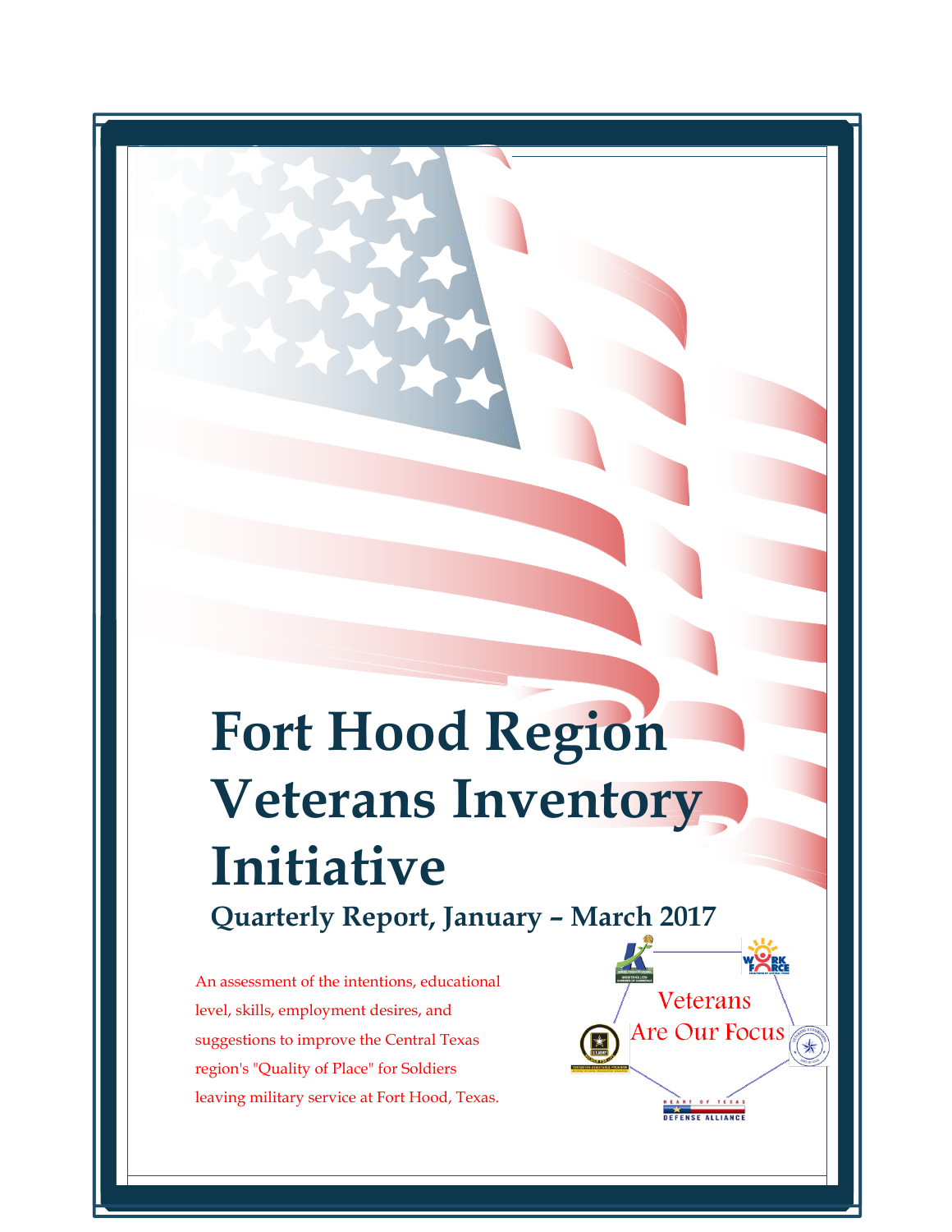# Fort Hood Region Veterans Inventory Initiative

## Quarterly Report, January – March 2017

An assessment of the intentions, educational level, skills, employment desires, and suggestions to improve the Central Texas region's "Quality of Place" for Soldiers leaving military service at Fort Hood, Texas.

Veterans Are Our Focus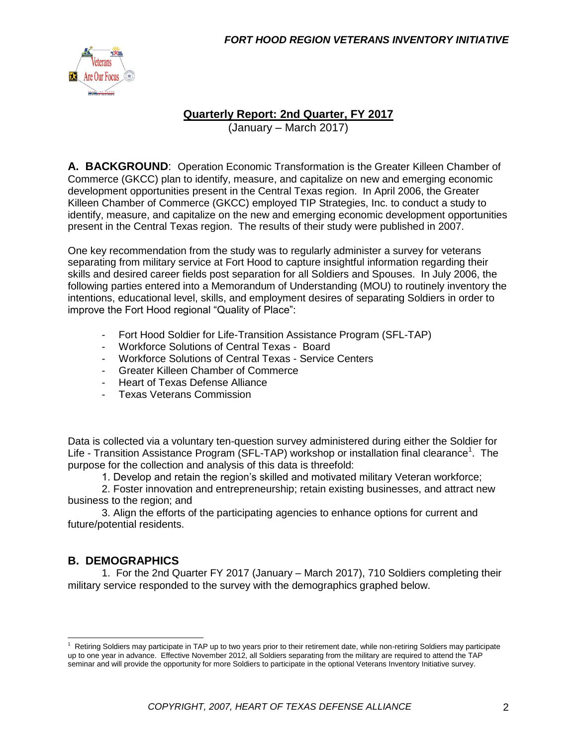## Quarterly Report: 2nd Quarter, FY 2017

(January – March 2017)

**A. BACKGROUND**: Operation Economic Transformation is the Greater Killeen Chamber of Commerce (GKCC) plan to identify, measure, and capitalize on new and emerging economic development opportunities present in the Central Texas region. In April 2006, the Greater Killeen Chamber of Commerce (GKCC) employed TIP Strategies, Inc. to conduct a study to identify, measure, and capitalize on the new and emerging economic development opportunities present in the Central Texas region. The results of their study were published in 2007.

One key recommendation from the study was to regularly administer a survey for veterans separating from military service at Fort Hood to capture insightful information regarding their skills and desired career fields post separation for all Soldiers and Spouses. In July 2006, the following parties entered into a Memorandum of Understanding (MOU) to routinely inventory the intentions, educational level, skills, and employment desires of separating Soldiers in order to improve the Fort Hood regional "Quality of Place":

- Fort Hood Soldier for Life-Transition Assistance Program (SFL-TAP)
- Workforce Solutions of Central Texas - Board
- Workforce Solutions of Central Texas - Service Centers
- Greater Killeen Chamber of Commerce
- Heart of Texas Defense Alliance
- Texas Veterans Commission

Data is collected via a voluntary ten-question survey administered during either the Soldier for Life - Transition Assistance Program (SFL-TAP) workshop or installation final clearance[1]. The purpose for the collection and analysis of this data is threefold:

1. Develop and retain the region's skilled and motivated military Veteran workforce;
2. Foster innovation and entrepreneurship; retain existing businesses, and attract new business to the region; and
3. Align the efforts of the participating agencies to enhance options for current and future/potential residents.

## B. DEMOGRAPHICS

1. For the 2nd Quarter FY 2017 (January – March 2017), 710 Soldiers completing their military service responded to the survey with the demographics graphed below.

---

[1] Retiring Soldiers may participate in TAP up to two years prior to their retirement date, while non-retiring Soldiers may participate up to one year in advance. Effective November 2012, all Soldiers separating from the military are required to attend the TAP seminar and will provide the opportunity for more Soldiers to participate in the optional Veterans Inventory Initiative survey.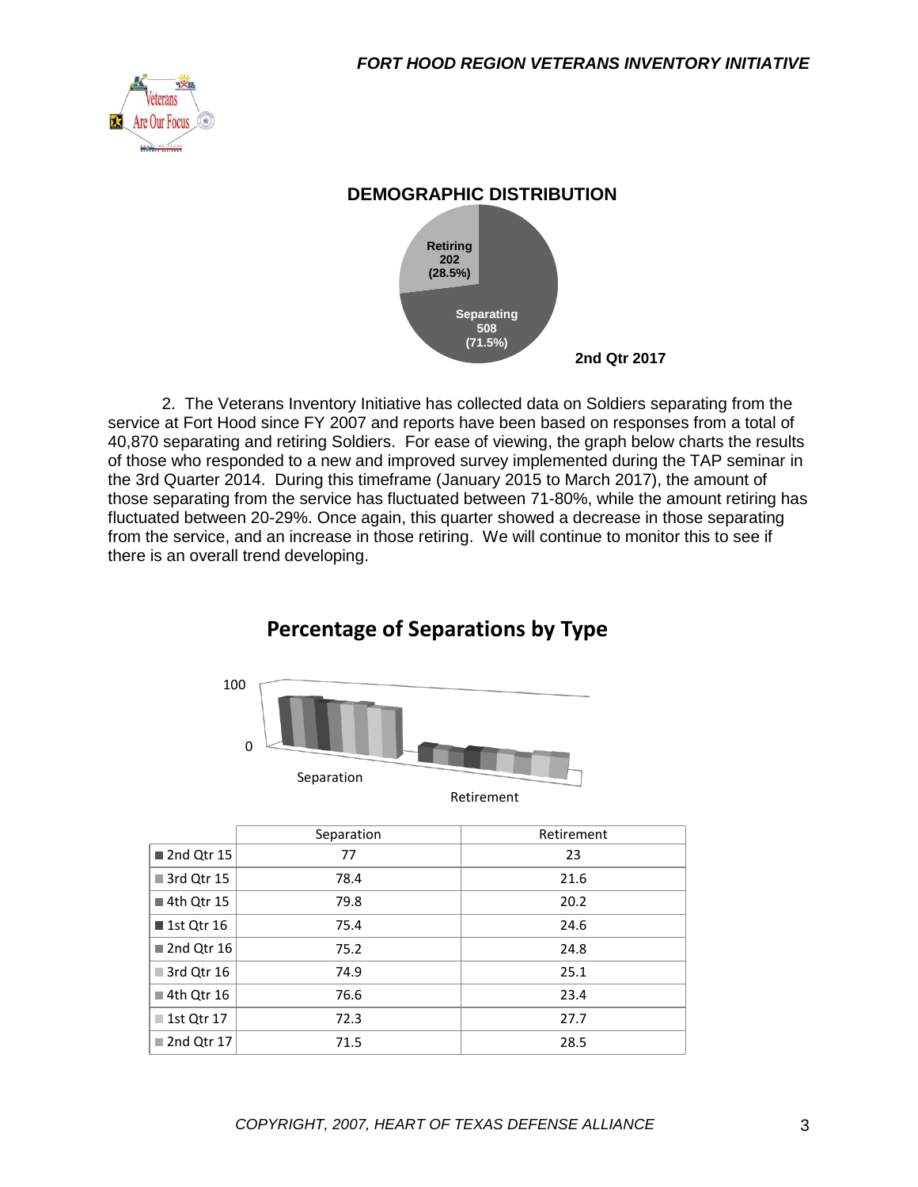## DEMOGRAPHIC DISTRIBUTION

Retiring 202 (28.5%)

Separating 508 (71.5%)

2nd Qtr 2017

2. The Veterans Inventory Initiative has collected data on Soldiers separating from the service at Fort Hood since FY 2007 and reports have been based on responses from a total of 40,870 separating and retiring Soldiers. For ease of viewing, the graph below charts the results of those who responded to a new and improved survey implemented during the TAP seminar in the 3rd Quarter 2014. During this timeframe (January 2015 to March 2017), the amount of those separating from the service has fluctuated between 71-80%, while the amount retiring has fluctuated between 20-29%. Once again, this quarter showed a decrease in those separating from the service, and an increase in those retiring. We will continue to monitor this to see if there is an overall trend developing.

## Percentage of Separations by Type

| | Separation | Retirement |
|---|---|---|
| 2nd Qtr 15 | 77 | 23 |
| 3rd Qtr 15 | 78.4 | 21.6 |
| 4th Qtr 15 | 79.8 | 20.2 |
| 1st Qtr 16 | 75.4 | 24.6 |
| 2nd Qtr 16 | 75.2 | 24.8 |
| 3rd Qtr 16 | 74.9 | 25.1 |
| 4th Qtr 16 | 76.6 | 23.4 |
| 1st Qtr 17 | 72.3 | 27.7 |
| 2nd Qtr 17 | 71.5 | 28.5 |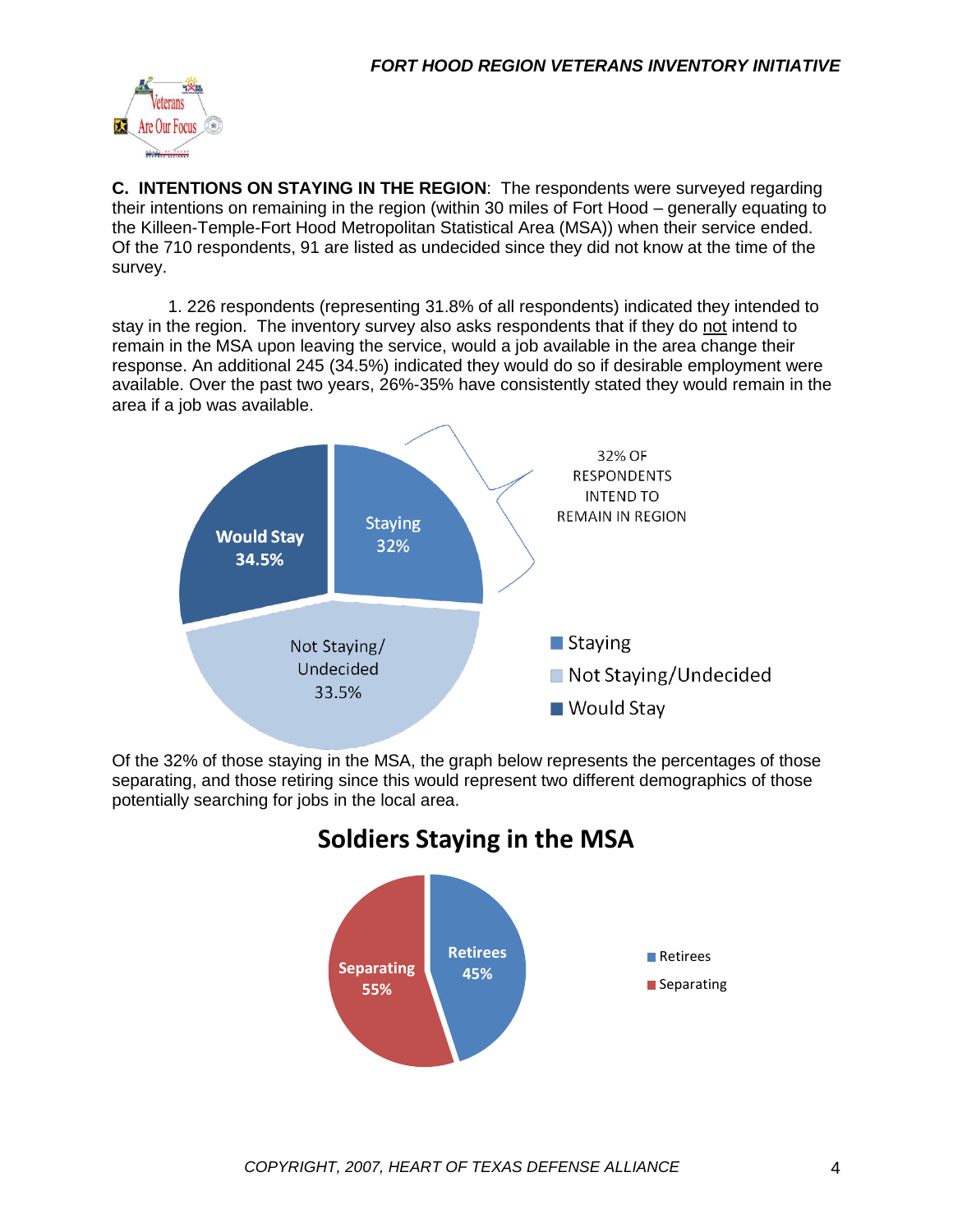**C. INTENTIONS ON STAYING IN THE REGION**: The respondents were surveyed regarding their intentions on remaining in the region (within 30 miles of Fort Hood – generally equating to the Killeen-Temple-Fort Hood Metropolitan Statistical Area (MSA)) when their service ended. Of the 710 respondents, 91 are listed as undecided since they did not know at the time of the survey.

1. 226 respondents (representing 31.8% of all respondents) indicated they intended to stay in the region. The inventory survey also asks respondents that if they do not intend to remain in the MSA upon leaving the service, would a job available in the area change their response. An additional 245 (34.5%) indicated they would do so if desirable employment were available. Over the past two years, 26%-35% have consistently stated they would remain in the area if a job was available.

Of the 32% of those staying in the MSA, the graph below represents the percentages of those separating, and those retiring since this would represent two different demographics of those potentially searching for jobs in the local area.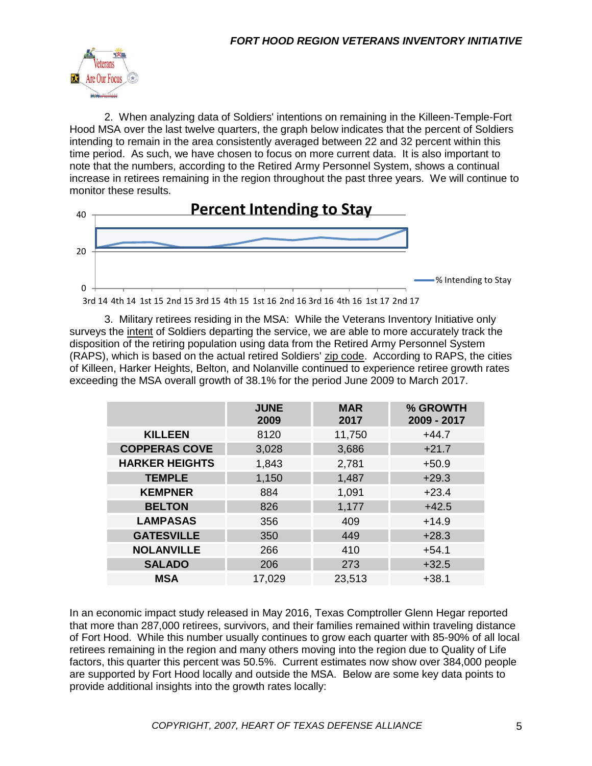2. When analyzing data of Soldiers' intentions on remaining in the Killeen-Temple-Fort Hood MSA over the last twelve quarters, the graph below indicates that the percent of Soldiers intending to remain in the area consistently averaged between 22 and 32 percent within this time period. As such, we have chosen to focus on more current data. It is also important to note that the numbers, according to the Retired Army Personnel System, shows a continual increase in retirees remaining in the region throughout the past three years. We will continue to monitor these results.

**Percent Intending to Stay**

40

20

0

% Intending to Stay

3rd 14 4th 14 1st 15 2nd 15 3rd 15 4th 15 1st 16 2nd 16 3rd 16 4th 16 1st 17 2nd 17

3. Military retirees residing in the MSA: While the Veterans Inventory Initiative only surveys the intent of Soldiers departing the service, we are able to more accurately track the disposition of the retiring population using data from the Retired Army Personnel System (RAPS), which is based on the actual retired Soldiers' zip code. According to RAPS, the cities of Killeen, Harker Heights, Belton, and Nolanville continued to experience retiree growth rates exceeding the MSA overall growth of 38.1% for the period June 2009 to March 2017.

| | JUNE 2009 | MAR 2017 | % GROWTH 2009 - 2017 |
|---|---|---|---|
| **KILLEEN** | 8120 | 11,750 | +44.7 |
| **COPPERAS COVE** | 3,028 | 3,686 | +21.7 |
| **HARKER HEIGHTS** | 1,843 | 2,781 | +50.9 |
| **TEMPLE** | 1,150 | 1,487 | +29.3 |
| **KEMPNER** | 884 | 1,091 | +23.4 |
| **BELTON** | 826 | 1,177 | +42.5 |
| **LAMPASAS** | 356 | 409 | +14.9 |
| **GATESVILLE** | 350 | 449 | +28.3 |
| **NOLANVILLE** | 266 | 410 | +54.1 |
| **SALADO** | 206 | 273 | +32.5 |
| **MSA** | 17,029 | 23,513 | +38.1 |

In an economic impact study released in May 2016, Texas Comptroller Glenn Hegar reported that more than 287,000 retirees, survivors, and their families remained within traveling distance of Fort Hood. While this number usually continues to grow each quarter with 85-90% of all local retirees remaining in the region and many others moving into the region due to Quality of Life factors, this quarter this percent was 50.5%. Current estimates now show over 384,000 people are supported by Fort Hood locally and outside the MSA. Below are some key data points to provide additional insights into the growth rates locally: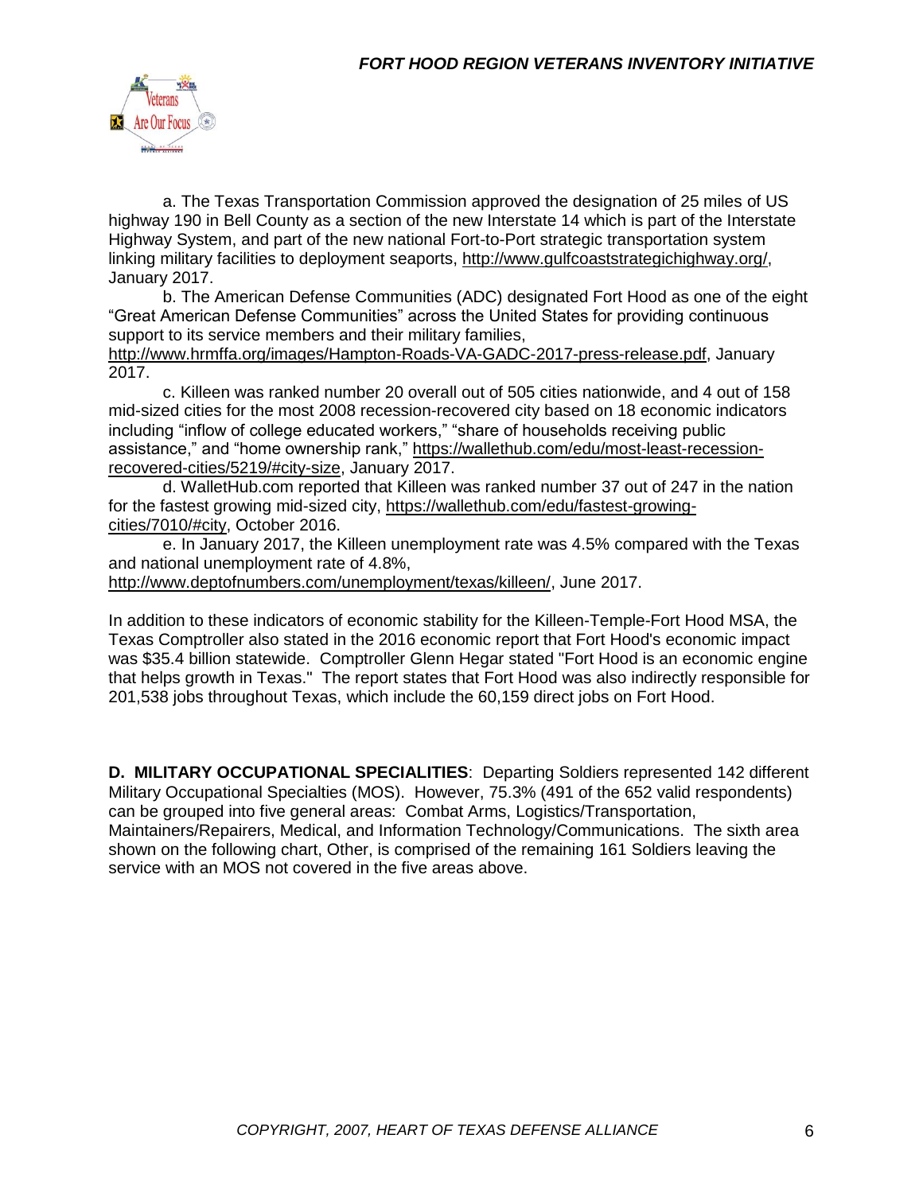a. The Texas Transportation Commission approved the designation of 25 miles of US highway 190 in Bell County as a section of the new Interstate 14 which is part of the Interstate Highway System, and part of the new national Fort-to-Port strategic transportation system linking military facilities to deployment seaports, http://www.gulfcoaststrategichighway.org/, January 2017.

b. The American Defense Communities (ADC) designated Fort Hood as one of the eight "Great American Defense Communities" across the United States for providing continuous support to its service members and their military families, http://www.hrmffa.org/images/Hampton-Roads-VA-GADC-2017-press-release.pdf, January 2017.

c. Killeen was ranked number 20 overall out of 505 cities nationwide, and 4 out of 158 mid-sized cities for the most 2008 recession-recovered city based on 18 economic indicators including "inflow of college educated workers," "share of households receiving public assistance," and "home ownership rank," https://wallethub.com/edu/most-least-recession-recovered-cities/5219/#city-size, January 2017.

d. WalletHub.com reported that Killeen was ranked number 37 out of 247 in the nation for the fastest growing mid-sized city, https://wallethub.com/edu/fastest-growing-cities/7010/#city, October 2016.

e. In January 2017, the Killeen unemployment rate was 4.5% compared with the Texas and national unemployment rate of 4.8%, http://www.deptofnumbers.com/unemployment/texas/killeen/, June 2017.

In addition to these indicators of economic stability for the Killeen-Temple-Fort Hood MSA, the Texas Comptroller also stated in the 2016 economic report that Fort Hood's economic impact was $35.4 billion statewide. Comptroller Glenn Hegar stated "Fort Hood is an economic engine that helps growth in Texas." The report states that Fort Hood was also indirectly responsible for 201,538 jobs throughout Texas, which include the 60,159 direct jobs on Fort Hood.

**D. MILITARY OCCUPATIONAL SPECIALITIES**: Departing Soldiers represented 142 different Military Occupational Specialties (MOS). However, 75.3% (491 of the 652 valid respondents) can be grouped into five general areas: Combat Arms, Logistics/Transportation, Maintainers/Repairers, Medical, and Information Technology/Communications. The sixth area shown on the following chart, Other, is comprised of the remaining 161 Soldiers leaving the service with an MOS not covered in the five areas above.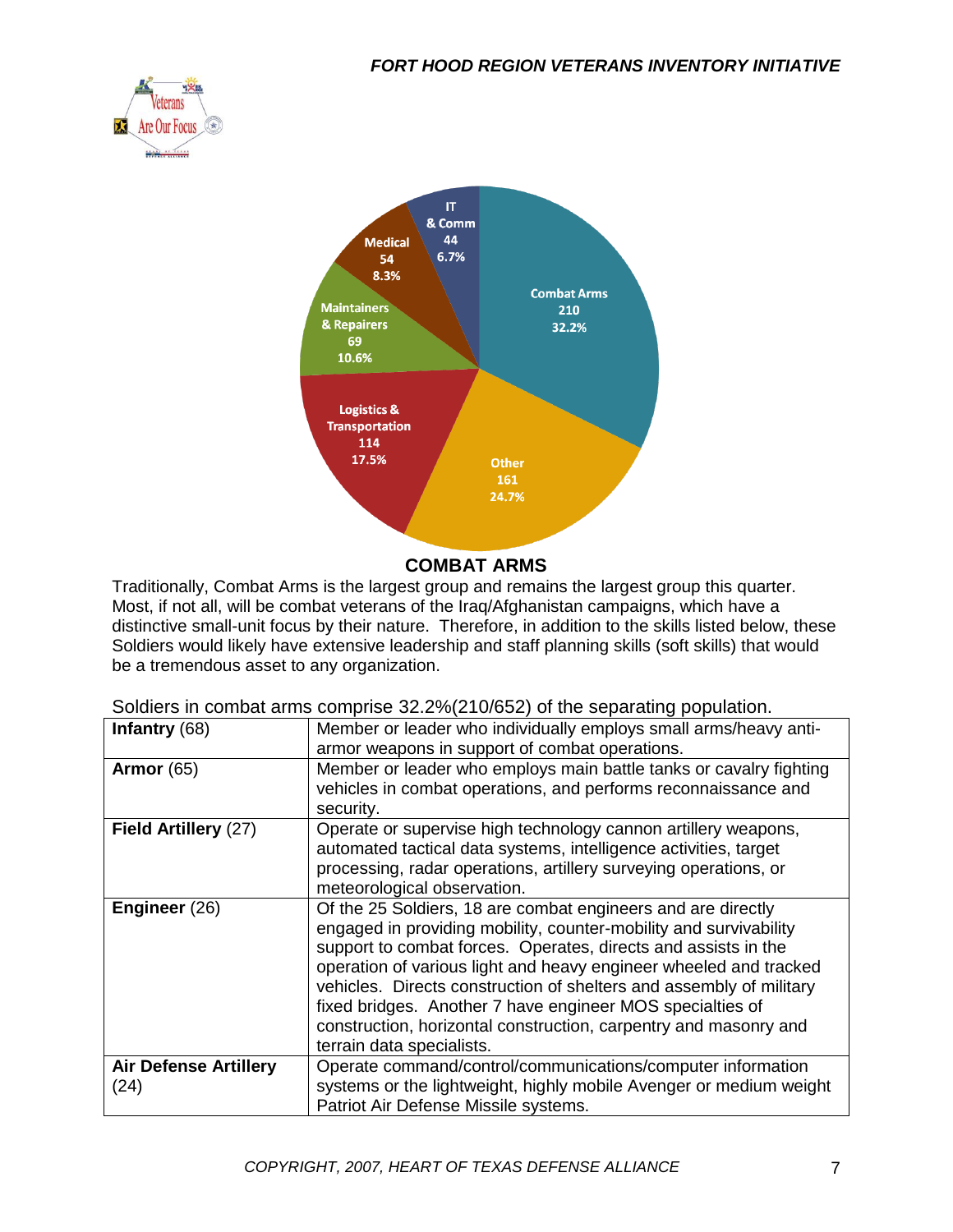IT & Comm 44 6.7%

Combat Arms 210 32.2%

Medical 54 8.3%

Maintainers & Repairers 69 10.6%

Logistics & Transportation 114 17.5%

Other 161 24.7%

## COMBAT ARMS

Traditionally, Combat Arms is the largest group and remains the largest group this quarter. Most, if not all, will be combat veterans of the Iraq/Afghanistan campaigns, which have a distinctive small-unit focus by their nature. Therefore, in addition to the skills listed below, these Soldiers would likely have extensive leadership and staff planning skills (soft skills) that would be a tremendous asset to any organization.

Soldiers in combat arms comprise 32.2%(210/652) of the separating population.

| | |
|---|---|
| **Infantry** (68) | Member or leader who individually employs small arms/heavy anti-armor weapons in support of combat operations. |
| **Armor** (65) | Member or leader who employs main battle tanks or cavalry fighting vehicles in combat operations, and performs reconnaissance and security. |
| **Field Artillery** (27) | Operate or supervise high technology cannon artillery weapons, automated tactical data systems, intelligence activities, target processing, radar operations, artillery surveying operations, or meteorological observation. |
| **Engineer** (26) | Of the 25 Soldiers, 18 are combat engineers and are directly engaged in providing mobility, counter-mobility and survivability support to combat forces. Operates, directs and assists in the operation of various light and heavy engineer wheeled and tracked vehicles. Directs construction of shelters and assembly of military fixed bridges. Another 7 have engineer MOS specialties of construction, horizontal construction, carpentry and masonry and terrain data specialists. |
| **Air Defense Artillery** (24) | Operate command/control/communications/computer information systems or the lightweight, highly mobile Avenger or medium weight Patriot Air Defense Missile systems. |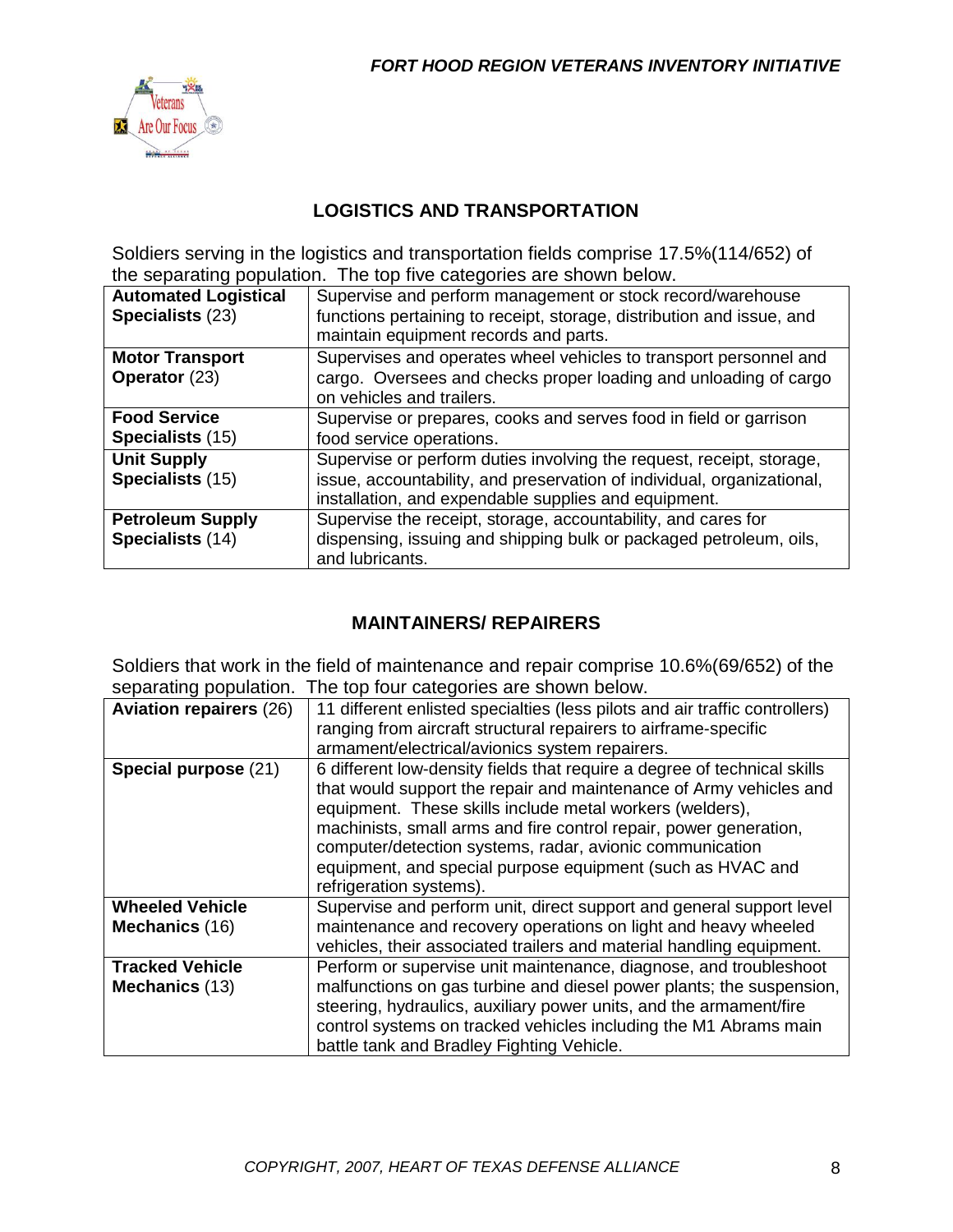## LOGISTICS AND TRANSPORTATION

Soldiers serving in the logistics and transportation fields comprise 17.5%(114/652) of the separating population. The top five categories are shown below.

| | |
|---|---|
| **Automated Logistical Specialists** (23) | Supervise and perform management or stock record/warehouse functions pertaining to receipt, storage, distribution and issue, and maintain equipment records and parts. |
| **Motor Transport Operator** (23) | Supervises and operates wheel vehicles to transport personnel and cargo. Oversees and checks proper loading and unloading of cargo on vehicles and trailers. |
| **Food Service Specialists** (15) | Supervise or prepares, cooks and serves food in field or garrison food service operations. |
| **Unit Supply Specialists** (15) | Supervise or perform duties involving the request, receipt, storage, issue, accountability, and preservation of individual, organizational, installation, and expendable supplies and equipment. |
| **Petroleum Supply Specialists** (14) | Supervise the receipt, storage, accountability, and cares for dispensing, issuing and shipping bulk or packaged petroleum, oils, and lubricants. |

## MAINTAINERS/ REPAIRERS

Soldiers that work in the field of maintenance and repair comprise 10.6%(69/652) of the separating population. The top four categories are shown below.

| | |
|---|---|
| **Aviation repairers** (26) | 11 different enlisted specialties (less pilots and air traffic controllers) ranging from aircraft structural repairers to airframe-specific armament/electrical/avionics system repairers. |
| **Special purpose** (21) | 6 different low-density fields that require a degree of technical skills that would support the repair and maintenance of Army vehicles and equipment. These skills include metal workers (welders), machinists, small arms and fire control repair, power generation, computer/detection systems, radar, avionic communication equipment, and special purpose equipment (such as HVAC and refrigeration systems). |
| **Wheeled Vehicle Mechanics** (16) | Supervise and perform unit, direct support and general support level maintenance and recovery operations on light and heavy wheeled vehicles, their associated trailers and material handling equipment. |
| **Tracked Vehicle Mechanics** (13) | Perform or supervise unit maintenance, diagnose, and troubleshoot malfunctions on gas turbine and diesel power plants; the suspension, steering, hydraulics, auxiliary power units, and the armament/fire control systems on tracked vehicles including the M1 Abrams main battle tank and Bradley Fighting Vehicle. |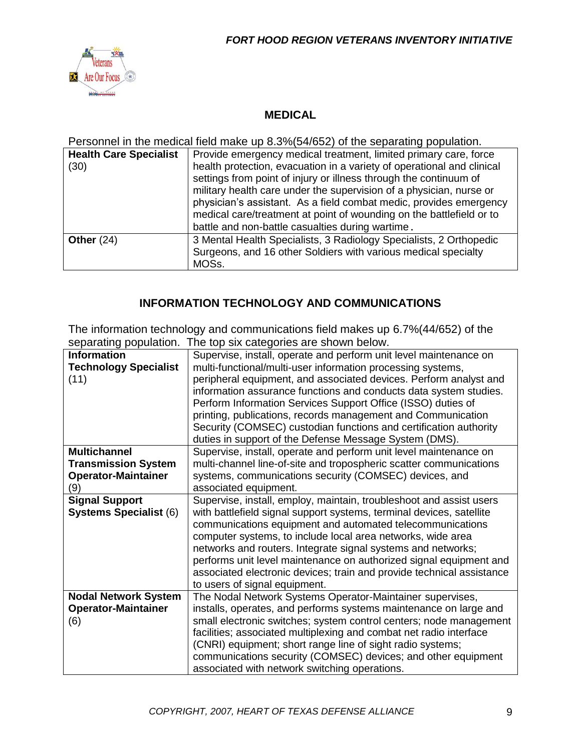## MEDICAL

Personnel in the medical field make up 8.3%(54/652) of the separating population.

| | |
|---|---|
| **Health Care Specialist** (30) | Provide emergency medical treatment, limited primary care, force health protection, evacuation in a variety of operational and clinical settings from point of injury or illness through the continuum of military health care under the supervision of a physician, nurse or physician's assistant. As a field combat medic, provides emergency medical care/treatment at point of wounding on the battlefield or to battle and non-battle casualties during wartime. |
| **Other** (24) | 3 Mental Health Specialists, 3 Radiology Specialists, 2 Orthopedic Surgeons, and 16 other Soldiers with various medical specialty MOSs. |

## INFORMATION TECHNOLOGY AND COMMUNICATIONS

The information technology and communications field makes up 6.7%(44/652) of the separating population. The top six categories are shown below.

| | |
|---|---|
| **Information Technology Specialist** (11) | Supervise, install, operate and perform unit level maintenance on multi-functional/multi-user information processing systems, peripheral equipment, and associated devices. Perform analyst and information assurance functions and conducts data system studies. Perform Information Services Support Office (ISSO) duties of printing, publications, records management and Communication Security (COMSEC) custodian functions and certification authority duties in support of the Defense Message System (DMS). |
| **Multichannel Transmission System Operator-Maintainer** (9) | Supervise, install, operate and perform unit level maintenance on multi-channel line-of-site and tropospheric scatter communications systems, communications security (COMSEC) devices, and associated equipment. |
| **Signal Support Systems Specialist** (6) | Supervise, install, employ, maintain, troubleshoot and assist users with battlefield signal support systems, terminal devices, satellite communications equipment and automated telecommunications computer systems, to include local area networks, wide area networks and routers. Integrate signal systems and networks; performs unit level maintenance on authorized signal equipment and associated electronic devices; train and provide technical assistance to users of signal equipment. |
| **Nodal Network System Operator-Maintainer** (6) | The Nodal Network Systems Operator-Maintainer supervises, installs, operates, and performs systems maintenance on large and small electronic switches; system control centers; node management facilities; associated multiplexing and combat net radio interface (CNRI) equipment; short range line of sight radio systems; communications security (COMSEC) devices; and other equipment associated with network switching operations. |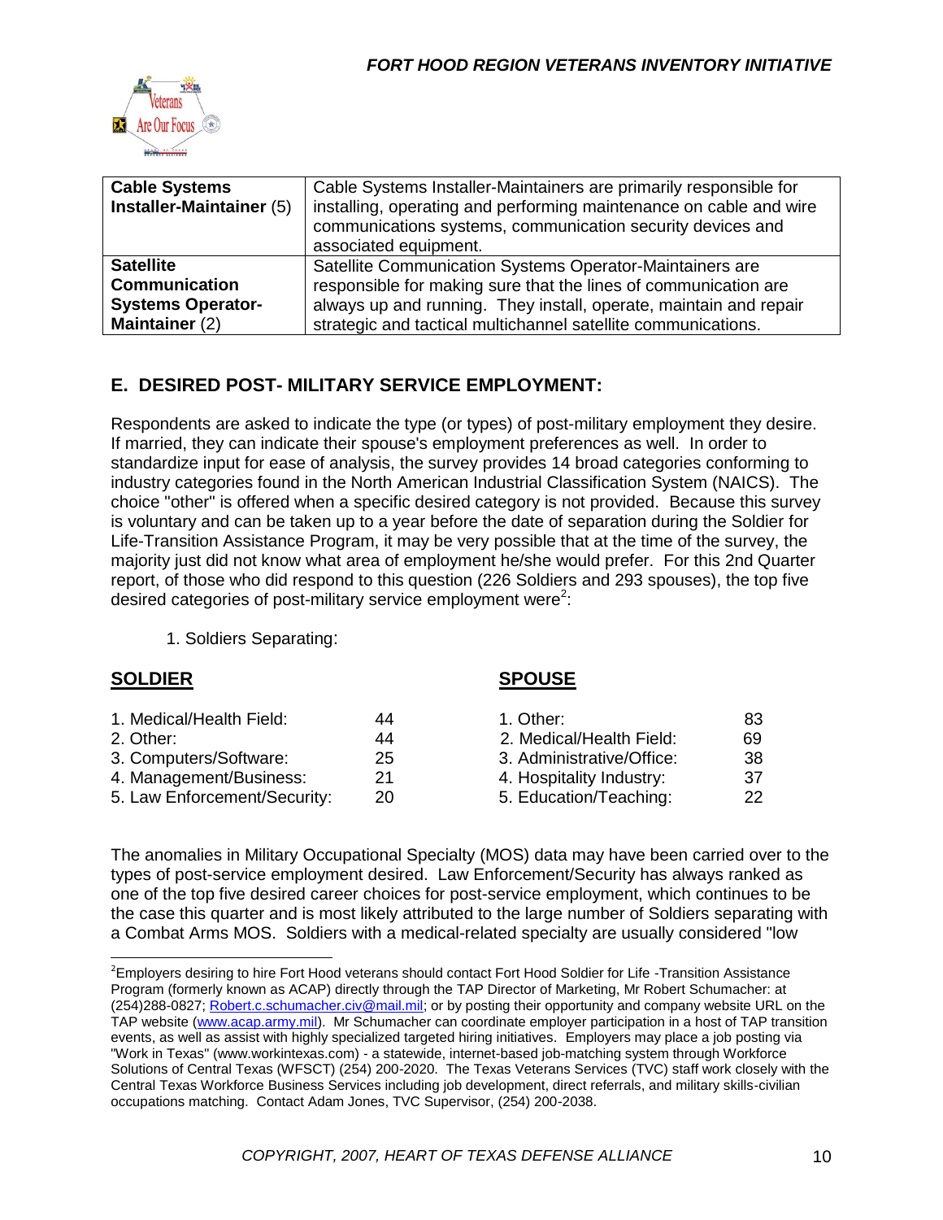| Cable Systems Installer-Maintainer (5) | Cable Systems Installer-Maintainers are primarily responsible for installing, operating and performing maintenance on cable and wire communications systems, communication security devices and associated equipment. |
|---|---|
| Satellite Communication Systems Operator-Maintainer (2) | Satellite Communication Systems Operator-Maintainers are responsible for making sure that the lines of communication are always up and running. They install, operate, maintain and repair strategic and tactical multichannel satellite communications. |

## E. DESIRED POST- MILITARY SERVICE EMPLOYMENT:

Respondents are asked to indicate the type (or types) of post-military employment they desire. If married, they can indicate their spouse's employment preferences as well. In order to standardize input for ease of analysis, the survey provides 14 broad categories conforming to industry categories found in the North American Industrial Classification System (NAICS). The choice "other" is offered when a specific desired category is not provided. Because this survey is voluntary and can be taken up to a year before the date of separation during the Soldier for Life-Transition Assistance Program, it may be very possible that at the time of the survey, the majority just did not know what area of employment he/she would prefer. For this 2nd Quarter report, of those who did respond to this question (226 Soldiers and 293 spouses), the top five desired categories of post-military service employment were[2]:

1. Soldiers Separating:

| **SOLDIER** | | **SPOUSE** | |
|---|---|---|---|
| 1. Medical/Health Field: | 44 | 1. Other: | 83 |
| 2. Other: | 44 | 2. Medical/Health Field: | 69 |
| 3. Computers/Software: | 25 | 3. Administrative/Office: | 38 |
| 4. Management/Business: | 21 | 4. Hospitality Industry: | 37 |
| 5. Law Enforcement/Security: | 20 | 5. Education/Teaching: | 22 |

The anomalies in Military Occupational Specialty (MOS) data may have been carried over to the types of post-service employment desired. Law Enforcement/Security has always ranked as one of the top five desired career choices for post-service employment, which continues to be the case this quarter and is most likely attributed to the large number of Soldiers separating with a Combat Arms MOS. Soldiers with a medical-related specialty are usually considered "low

[2]Employers desiring to hire Fort Hood veterans should contact Fort Hood Soldier for Life -Transition Assistance Program (formerly known as ACAP) directly through the TAP Director of Marketing, Mr Robert Schumacher: at (254)288-0827; Robert.c.schumacher.civ@mail.mil; or by posting their opportunity and company website URL on the TAP website (www.acap.army.mil). Mr Schumacher can coordinate employer participation in a host of TAP transition events, as well as assist with highly specialized targeted hiring initiatives. Employers may place a job posting via "Work in Texas" (www.workintexas.com) - a statewide, internet-based job-matching system through Workforce Solutions of Central Texas (WFSCT) (254) 200-2020. The Texas Veterans Services (TVC) staff work closely with the Central Texas Workforce Business Services including job development, direct referrals, and military skills-civilian occupations matching. Contact Adam Jones, TVC Supervisor, (254) 200-2038.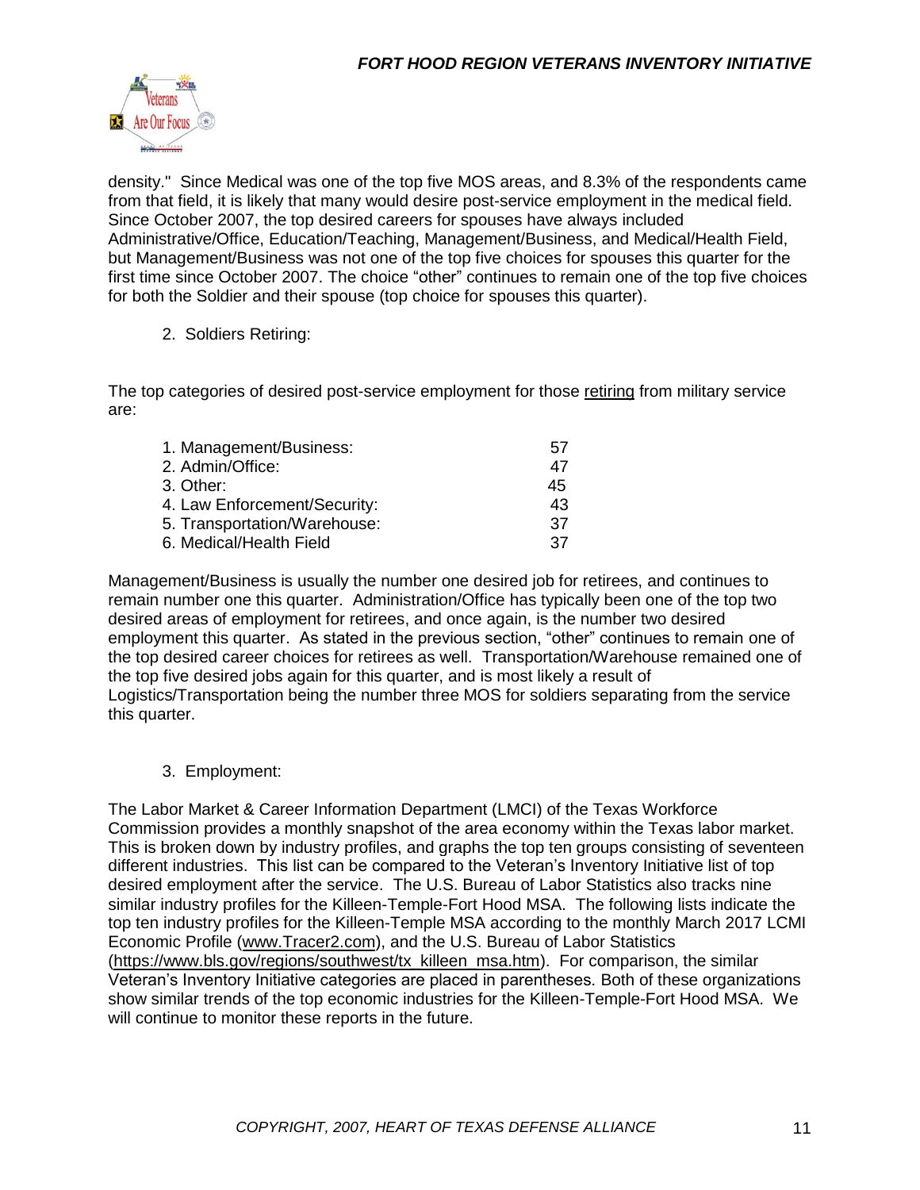density." Since Medical was one of the top five MOS areas, and 8.3% of the respondents came from that field, it is likely that many would desire post-service employment in the medical field. Since October 2007, the top desired careers for spouses have always included Administrative/Office, Education/Teaching, Management/Business, and Medical/Health Field, but Management/Business was not one of the top five choices for spouses this quarter for the first time since October 2007. The choice "other" continues to remain one of the top five choices for both the Soldier and their spouse (top choice for spouses this quarter).

2. Soldiers Retiring:

The top categories of desired post-service employment for those retiring from military service are:

| | |
|---|---|
| 1. Management/Business: | 57 |
| 2. Admin/Office: | 47 |
| 3. Other: | 45 |
| 4. Law Enforcement/Security: | 43 |
| 5. Transportation/Warehouse: | 37 |
| 6. Medical/Health Field | 37 |

Management/Business is usually the number one desired job for retirees, and continues to remain number one this quarter. Administration/Office has typically been one of the top two desired areas of employment for retirees, and once again, is the number two desired employment this quarter. As stated in the previous section, "other" continues to remain one of the top desired career choices for retirees as well. Transportation/Warehouse remained one of the top five desired jobs again for this quarter, and is most likely a result of Logistics/Transportation being the number three MOS for soldiers separating from the service this quarter.

3. Employment:

The Labor Market & Career Information Department (LMCI) of the Texas Workforce Commission provides a monthly snapshot of the area economy within the Texas labor market. This is broken down by industry profiles, and graphs the top ten groups consisting of seventeen different industries. This list can be compared to the Veteran's Inventory Initiative list of top desired employment after the service. The U.S. Bureau of Labor Statistics also tracks nine similar industry profiles for the Killeen-Temple-Fort Hood MSA. The following lists indicate the top ten industry profiles for the Killeen-Temple MSA according to the monthly March 2017 LCMI Economic Profile (www.Tracer2.com), and the U.S. Bureau of Labor Statistics (https://www.bls.gov/regions/southwest/tx_killeen_msa.htm). For comparison, the similar Veteran's Inventory Initiative categories are placed in parentheses. Both of these organizations show similar trends of the top economic industries for the Killeen-Temple-Fort Hood MSA. We will continue to monitor these reports in the future.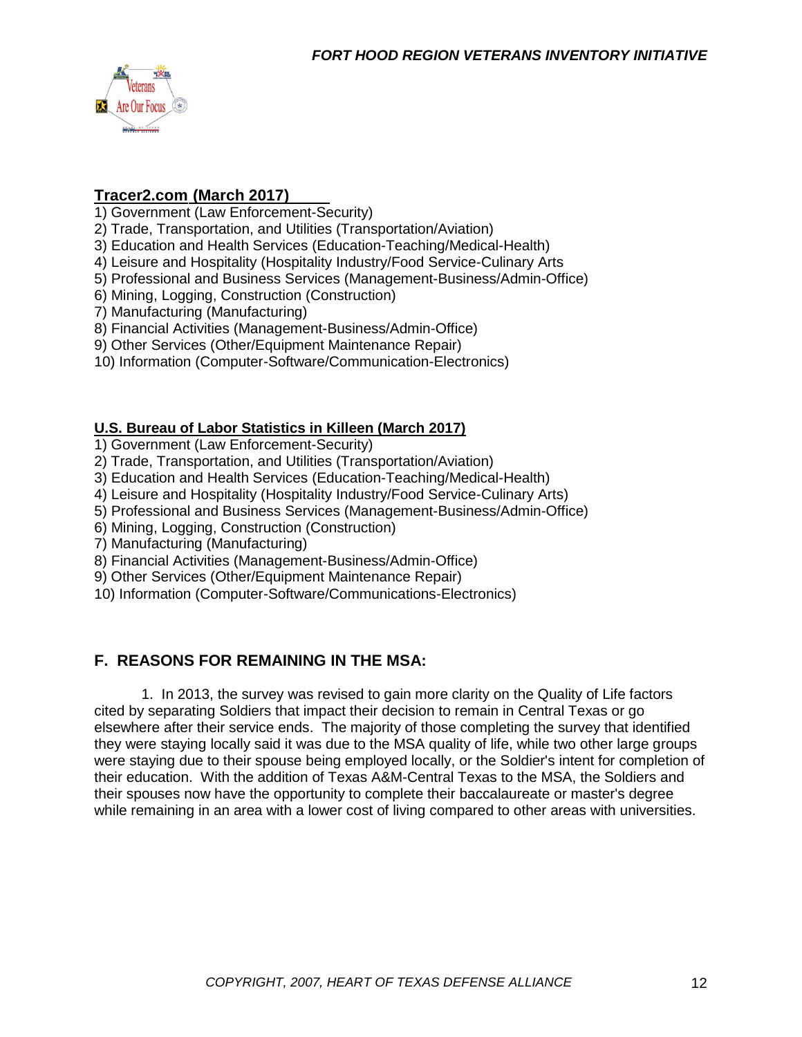**Tracer2.com (March 2017)**

1) Government (Law Enforcement-Security)
2) Trade, Transportation, and Utilities (Transportation/Aviation)
3) Education and Health Services (Education-Teaching/Medical-Health)
4) Leisure and Hospitality (Hospitality Industry/Food Service-Culinary Arts
5) Professional and Business Services (Management-Business/Admin-Office)
6) Mining, Logging, Construction (Construction)
7) Manufacturing (Manufacturing)
8) Financial Activities (Management-Business/Admin-Office)
9) Other Services (Other/Equipment Maintenance Repair)
10) Information (Computer-Software/Communication-Electronics)

**U.S. Bureau of Labor Statistics in Killeen (March 2017)**

1) Government (Law Enforcement-Security)
2) Trade, Transportation, and Utilities (Transportation/Aviation)
3) Education and Health Services (Education-Teaching/Medical-Health)
4) Leisure and Hospitality (Hospitality Industry/Food Service-Culinary Arts)
5) Professional and Business Services (Management-Business/Admin-Office)
6) Mining, Logging, Construction (Construction)
7) Manufacturing (Manufacturing)
8) Financial Activities (Management-Business/Admin-Office)
9) Other Services (Other/Equipment Maintenance Repair)
10) Information (Computer-Software/Communications-Electronics)

## F. REASONS FOR REMAINING IN THE MSA:

1. In 2013, the survey was revised to gain more clarity on the Quality of Life factors cited by separating Soldiers that impact their decision to remain in Central Texas or go elsewhere after their service ends. The majority of those completing the survey that identified they were staying locally said it was due to the MSA quality of life, while two other large groups were staying due to their spouse being employed locally, or the Soldier's intent for completion of their education. With the addition of Texas A&M-Central Texas to the MSA, the Soldiers and their spouses now have the opportunity to complete their baccalaureate or master's degree while remaining in an area with a lower cost of living compared to other areas with universities.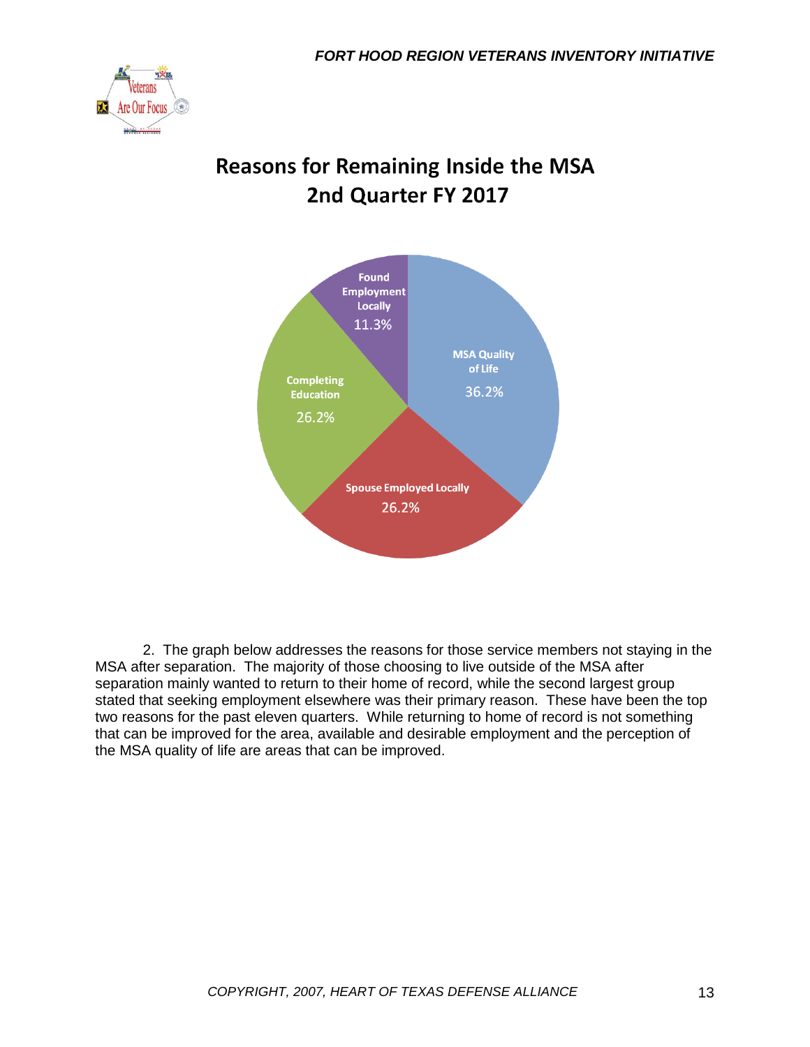## Reasons for Remaining Inside the MSA
## 2nd Quarter FY 2017

| Reason | Percentage |
|---|---|
| MSA Quality of Life | 36.2% |
| Spouse Employed Locally | 26.2% |
| Completing Education | 26.2% |
| Found Employment Locally | 11.3% |

2. The graph below addresses the reasons for those service members not staying in the MSA after separation. The majority of those choosing to live outside of the MSA after separation mainly wanted to return to their home of record, while the second largest group stated that seeking employment elsewhere was their primary reason. These have been the top two reasons for the past eleven quarters. While returning to home of record is not something that can be improved for the area, available and desirable employment and the perception of the MSA quality of life are areas that can be improved.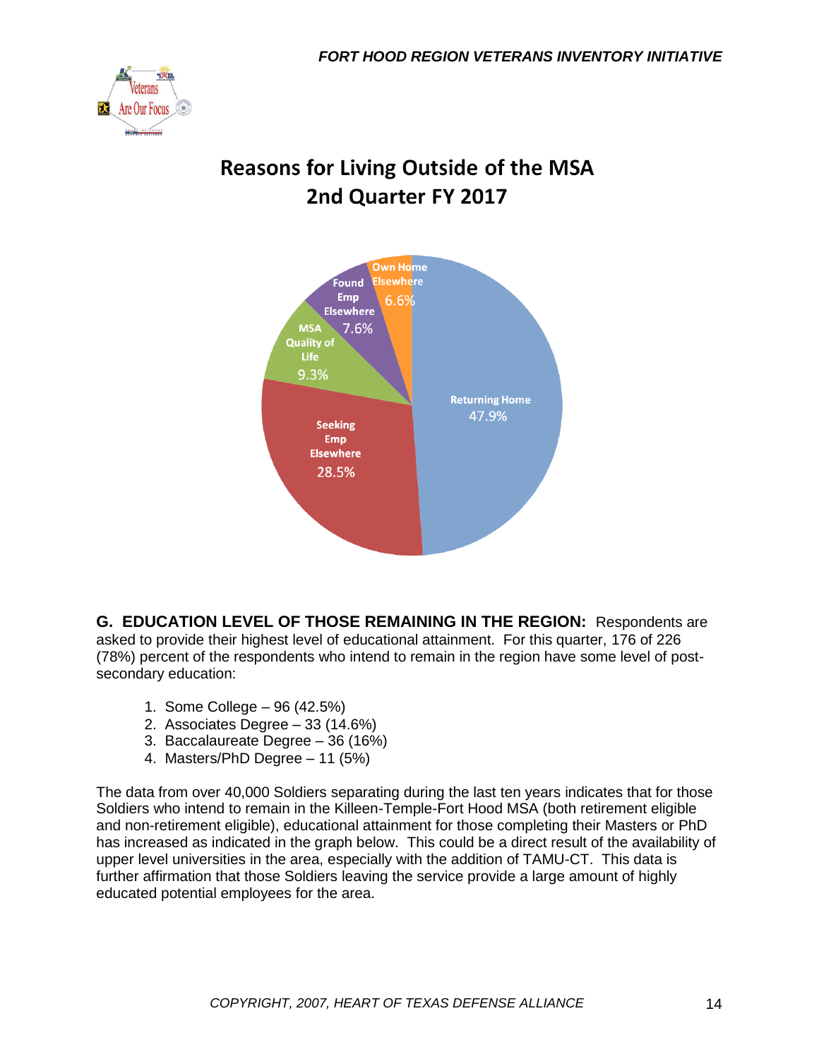## Reasons for Living Outside of the MSA
## 2nd Quarter FY 2017

| Reason | Percentage |
|---|---|
| Returning Home | 47.9% |
| Seeking Emp Elsewhere | 28.5% |
| MSA Quality of Life | 9.3% |
| Found Emp Elsewhere | 7.6% |
| Own Home Elsewhere | 6.6% |

**G. EDUCATION LEVEL OF THOSE REMAINING IN THE REGION:** Respondents are asked to provide their highest level of educational attainment. For this quarter, 176 of 226 (78%) percent of the respondents who intend to remain in the region have some level of post-secondary education:

1. Some College – 96 (42.5%)
2. Associates Degree – 33 (14.6%)
3. Baccalaureate Degree – 36 (16%)
4. Masters/PhD Degree – 11 (5%)

The data from over 40,000 Soldiers separating during the last ten years indicates that for those Soldiers who intend to remain in the Killeen-Temple-Fort Hood MSA (both retirement eligible and non-retirement eligible), educational attainment for those completing their Masters or PhD has increased as indicated in the graph below. This could be a direct result of the availability of upper level universities in the area, especially with the addition of TAMU-CT. This data is further affirmation that those Soldiers leaving the service provide a large amount of highly educated potential employees for the area.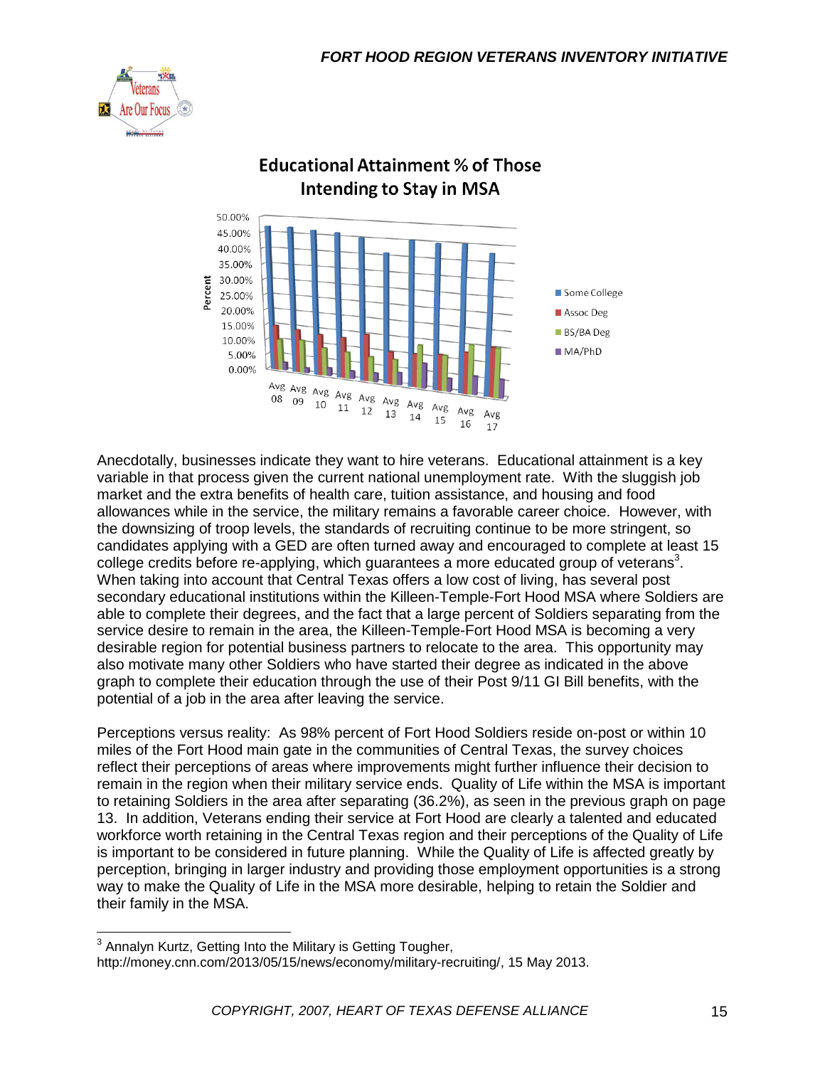Educational Attainment % of Those Intending to Stay in MSA

Anecdotally, businesses indicate they want to hire veterans. Educational attainment is a key variable in that process given the current national unemployment rate. With the sluggish job market and the extra benefits of health care, tuition assistance, and housing and food allowances while in the service, the military remains a favorable career choice. However, with the downsizing of troop levels, the standards of recruiting continue to be more stringent, so candidates applying with a GED are often turned away and encouraged to complete at least 15 college credits before re-applying, which guarantees a more educated group of veterans[3]. When taking into account that Central Texas offers a low cost of living, has several post secondary educational institutions within the Killeen-Temple-Fort Hood MSA where Soldiers are able to complete their degrees, and the fact that a large percent of Soldiers separating from the service desire to remain in the area, the Killeen-Temple-Fort Hood MSA is becoming a very desirable region for potential business partners to relocate to the area. This opportunity may also motivate many other Soldiers who have started their degree as indicated in the above graph to complete their education through the use of their Post 9/11 GI Bill benefits, with the potential of a job in the area after leaving the service.

Perceptions versus reality: As 98% percent of Fort Hood Soldiers reside on-post or within 10 miles of the Fort Hood main gate in the communities of Central Texas, the survey choices reflect their perceptions of areas where improvements might further influence their decision to remain in the region when their military service ends. Quality of Life within the MSA is important to retaining Soldiers in the area after separating (36.2%), as seen in the previous graph on page 13. In addition, Veterans ending their service at Fort Hood are clearly a talented and educated workforce worth retaining in the Central Texas region and their perceptions of the Quality of Life is important to be considered in future planning. While the Quality of Life is affected greatly by perception, bringing in larger industry and providing those employment opportunities is a strong way to make the Quality of Life in the MSA more desirable, helping to retain the Soldier and their family in the MSA.

---

[3] Annalyn Kurtz, Getting Into the Military is Getting Tougher, http://money.cnn.com/2013/05/15/news/economy/military-recruiting/, 15 May 2013.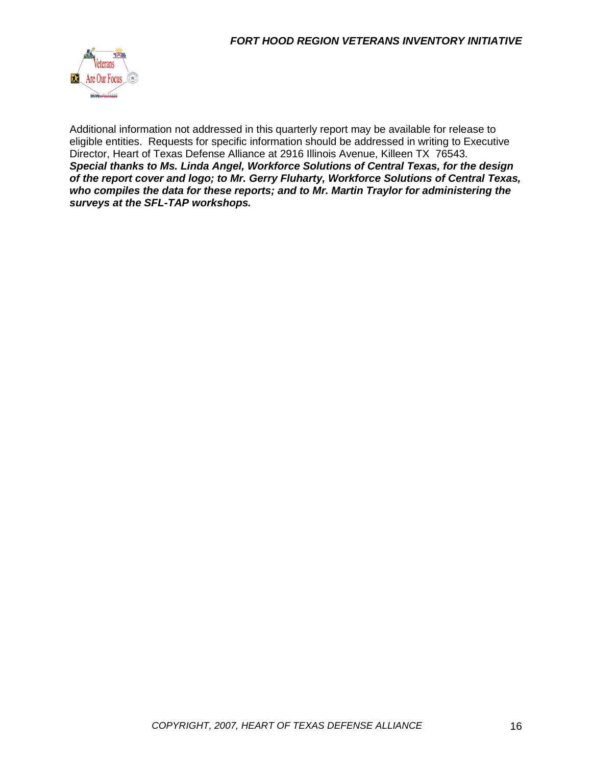Additional information not addressed in this quarterly report may be available for release to eligible entities. Requests for specific information should be addressed in writing to Executive Director, Heart of Texas Defense Alliance at 2916 Illinois Avenue, Killeen TX 76543.

***Special thanks to Ms. Linda Angel, Workforce Solutions of Central Texas, for the design of the report cover and logo; to Mr. Gerry Fluharty, Workforce Solutions of Central Texas, who compiles the data for these reports; and to Mr. Martin Traylor for administering the surveys at the SFL-TAP workshops.***